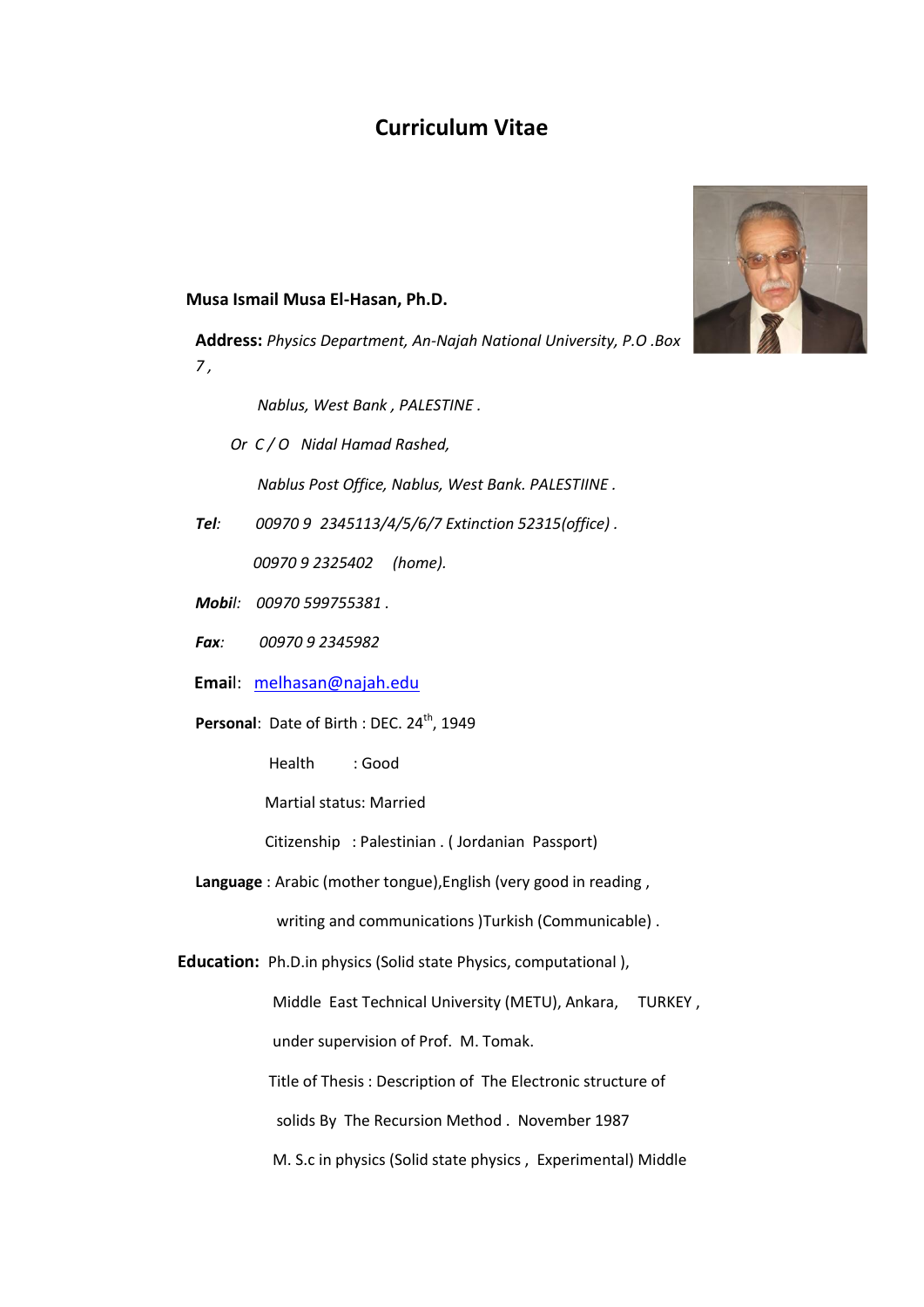# Curriculum Vitae

**Musa Ismail Musa El-Hasan, Ph.D.**

**Address:** *Physics Department, An-Najah National University, P.O .Box 7 ,*

*Nablus, West Bank , PALESTINE .*

*Or C / O Nidal Hamad Rashed,*

*Nablus Post Office, Nablus, West Bank. PALESTIINE .*

***Tel**: 00970 9 2345113/4/5/6/7 Extinction 52315(office) .*

*00970 9 2325402 (home).*

***Mobil**: 00970 599755381 .*

***Fax**: 00970 9 2345982*

**Email**: melhasan@najah.edu

**Personal**: Date of Birth : DEC. 24th, 1949

Health : Good

Martial status: Married

Citizenship : Palestinian . ( Jordanian Passport)

**Language** : Arabic (mother tongue),English (very good in reading ,

writing and communications )Turkish (Communicable) .

**Education:** Ph.D.in physics (Solid state Physics, computational ),

Middle East Technical University (METU), Ankara, TURKEY ,

under supervision of Prof. M. Tomak.

Title of Thesis : Description of The Electronic structure of

solids By The Recursion Method . November 1987

M. S.c in physics (Solid state physics , Experimental) Middle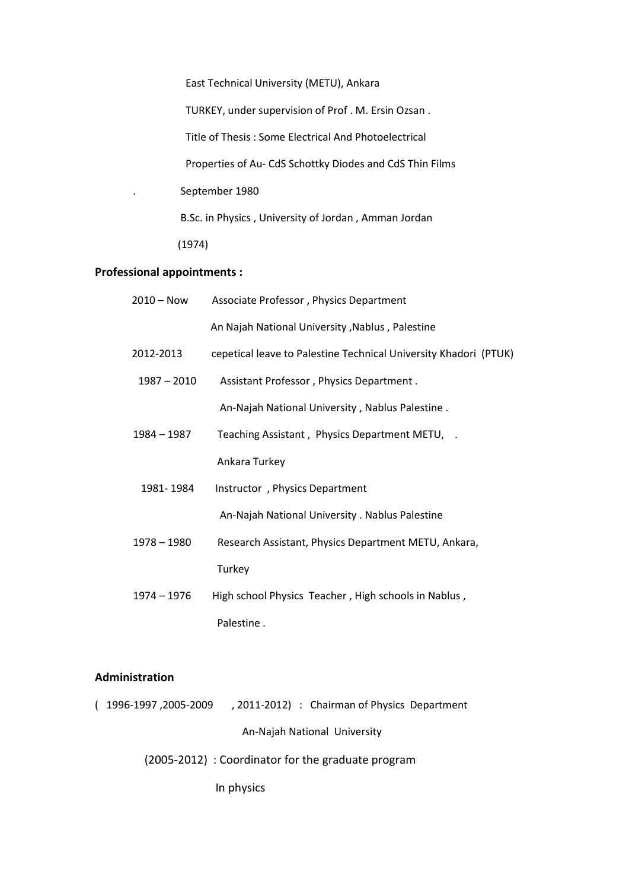East Technical University (METU), Ankara

TURKEY, under supervision of Prof . M. Ersin Ozsan .

Title of Thesis : Some Electrical And Photoelectrical Properties of Au- CdS Schottky Diodes and CdS Thin Films

. September 1980

B.Sc. in Physics , University of Jordan , Amman Jordan (1974)

**Professional appointments :**

| | |
|---|---|
| 2010 – Now | Associate Professor , Physics Department<br>An Najah National University ,Nablus , Palestine |
| 2012-2013 | cepetical leave to Palestine Technical University Khadori (PTUK) |
| 1987 – 2010 | Assistant Professor , Physics Department .<br>An-Najah National University , Nablus Palestine . |
| 1984 – 1987 | Teaching Assistant , Physics Department METU, .<br>Ankara Turkey |
| 1981- 1984 | Instructor , Physics Department<br>An-Najah National University . Nablus Palestine |
| 1978 – 1980 | Research Assistant, Physics Department METU, Ankara,<br>Turkey |
| 1974 – 1976 | High school Physics Teacher , High schools in Nablus ,<br>Palestine . |

**Administration**

( 1996-1997 ,2005-2009 , 2011-2012) : Chairman of Physics Department
An-Najah National University

(2005-2012) : Coordinator for the graduate program
In physics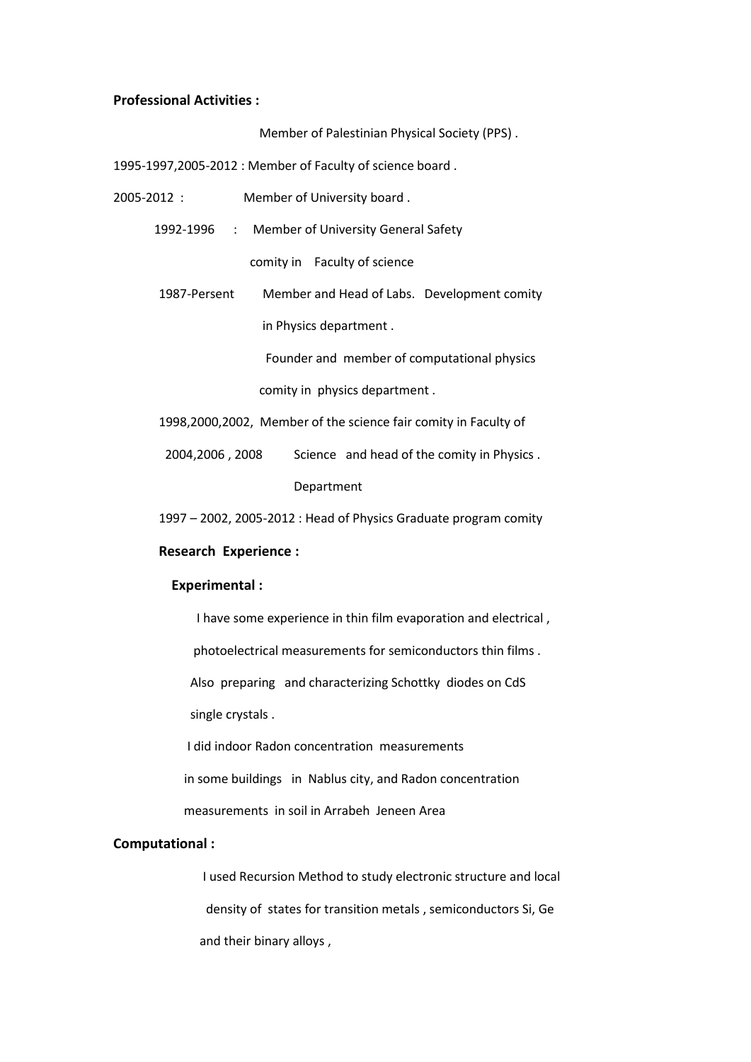**Professional Activities :**

Member of Palestinian Physical Society (PPS) .

1995-1997,2005-2012 : Member of Faculty of science board .

2005-2012 : Member of University board .

1992-1996 : Member of University General Safety comity in Faculty of science

1987-Persent Member and Head of Labs. Development comity in Physics department .

Founder and member of computational physics comity in physics department .

1998,2000,2002, 2004,2006 , 2008 Member of the science fair comity in Faculty of Science and head of the comity in Physics . Department

1997 – 2002, 2005-2012 : Head of Physics Graduate program comity

**Research Experience :**

**Experimental :**

I have some experience in thin film evaporation and electrical , photoelectrical measurements for semiconductors thin films . Also preparing and characterizing Schottky diodes on CdS single crystals .

I did indoor Radon concentration measurements in some buildings in Nablus city, and Radon concentration measurements in soil in Arrabeh Jeneen Area

**Computational :**

I used Recursion Method to study electronic structure and local density of states for transition metals , semiconductors Si, Ge and their binary alloys ,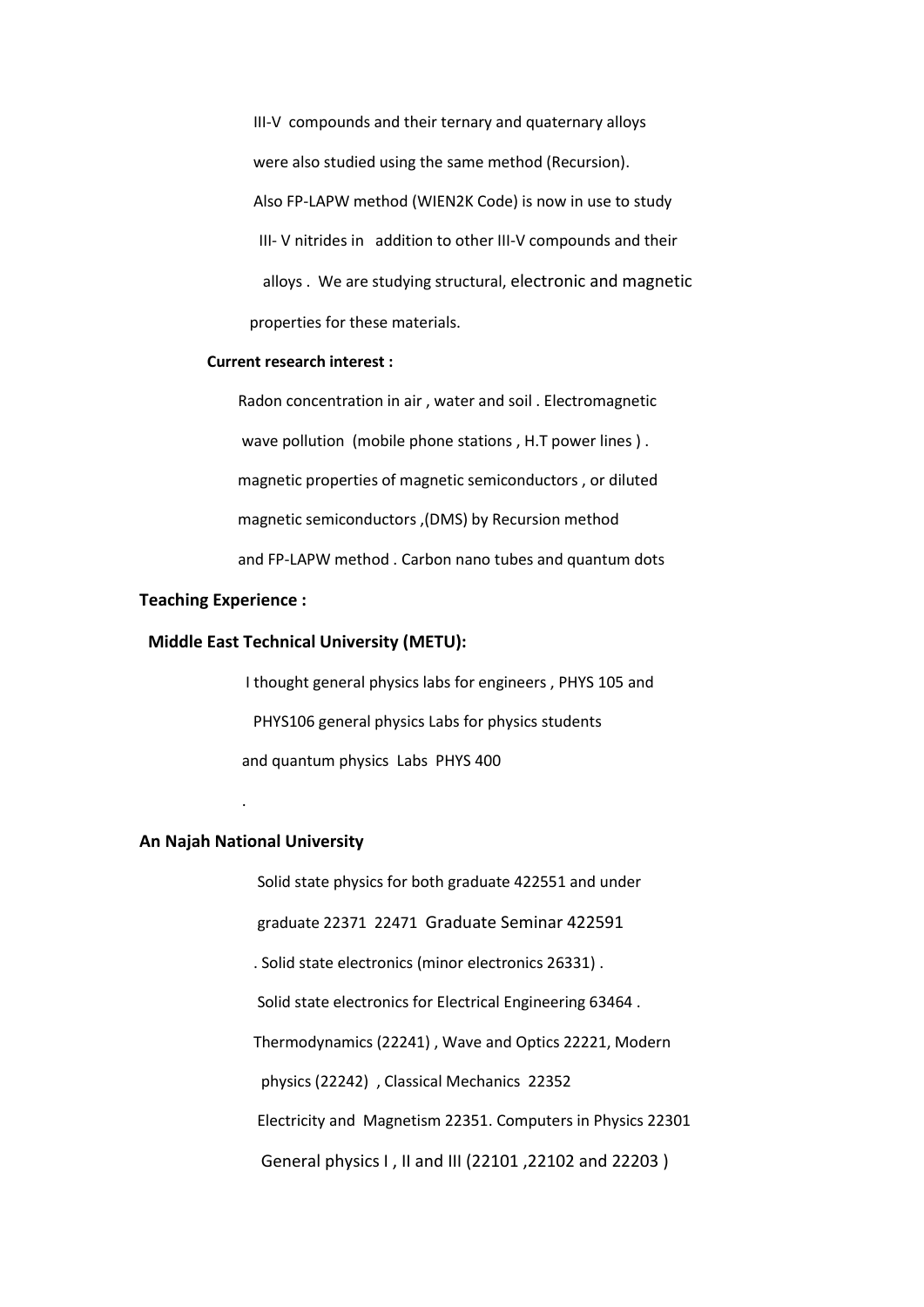III-V compounds and their ternary and quaternary alloys were also studied using the same method (Recursion). Also FP-LAPW method (WIEN2K Code) is now in use to study III- V nitrides in addition to other III-V compounds and their alloys . We are studying structural, electronic and magnetic properties for these materials.

**Current research interest :**

Radon concentration in air , water and soil . Electromagnetic wave pollution (mobile phone stations , H.T power lines ) . magnetic properties of magnetic semiconductors , or diluted magnetic semiconductors ,(DMS) by Recursion method and FP-LAPW method . Carbon nano tubes and quantum dots

**Teaching Experience :**

**Middle East Technical University (METU):**

I thought general physics labs for engineers , PHYS 105 and PHYS106 general physics Labs for physics students and quantum physics Labs PHYS 400

.

**An Najah National University**

Solid state physics for both graduate 422551 and under graduate 22371 22471 Graduate Seminar 422591 . Solid state electronics (minor electronics 26331) . Solid state electronics for Electrical Engineering 63464 . Thermodynamics (22241) , Wave and Optics 22221, Modern physics (22242) , Classical Mechanics 22352 Electricity and Magnetism 22351. Computers in Physics 22301 General physics I , II and III (22101 ,22102 and 22203 )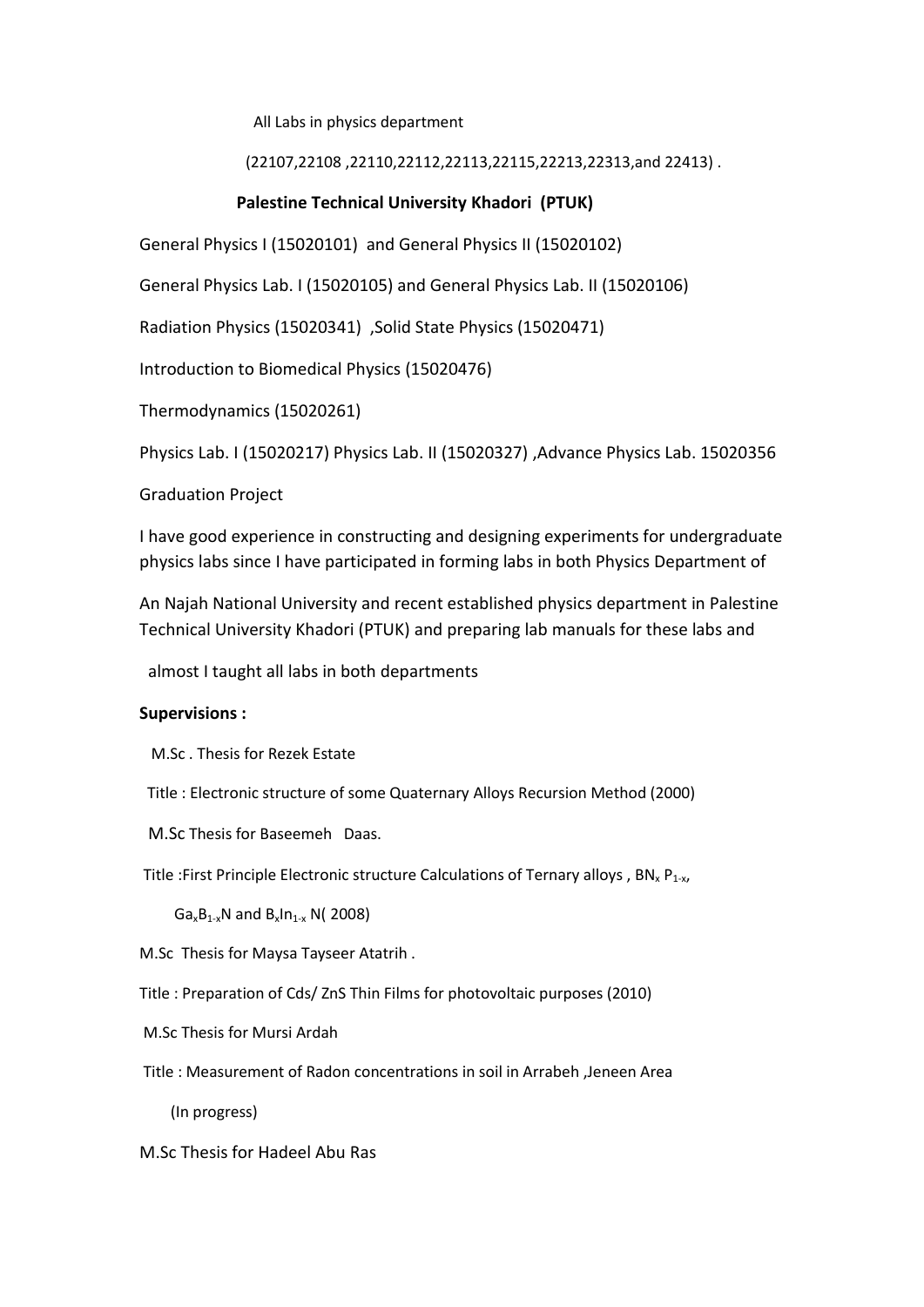All Labs in physics department

(22107,22108 ,22110,22112,22113,22115,22213,22313,and 22413) .

**Palestine Technical University Khadori (PTUK)**

General Physics I (15020101) and General Physics II (15020102)

General Physics Lab. I (15020105) and General Physics Lab. II (15020106)

Radiation Physics (15020341) ,Solid State Physics (15020471)

Introduction to Biomedical Physics (15020476)

Thermodynamics (15020261)

Physics Lab. I (15020217) Physics Lab. II (15020327) ,Advance Physics Lab. 15020356

Graduation Project

I have good experience in constructing and designing experiments for undergraduate physics labs since I have participated in forming labs in both Physics Department of

An Najah National University and recent established physics department in Palestine Technical University Khadori (PTUK) and preparing lab manuals for these labs and

almost I taught all labs in both departments

**Supervisions :**

M.Sc . Thesis for Rezek Estate

Title : Electronic structure of some Quaternary Alloys Recursion Method (2000)

M.Sc Thesis for Baseemeh Daas.

Title :First Principle Electronic structure Calculations of Ternary alloys , $BN_x P_{1-x}$,

$Ga_xB_{1-x}N$ and $B_xIn_{1-x}$ N( 2008)

M.Sc Thesis for Maysa Tayseer Atatrih .

Title : Preparation of Cds/ ZnS Thin Films for photovoltaic purposes (2010)

M.Sc Thesis for Mursi Ardah

Title : Measurement of Radon concentrations in soil in Arrabeh ,Jeneen Area

(In progress)

M.Sc Thesis for Hadeel Abu Ras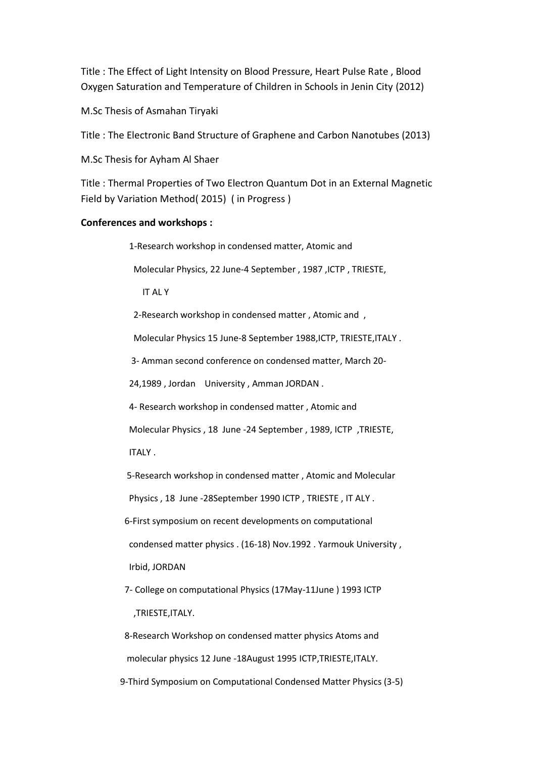Title : The Effect of Light Intensity on Blood Pressure, Heart Pulse Rate , Blood Oxygen Saturation and Temperature of Children in Schools in Jenin City (2012)

M.Sc Thesis of Asmahan Tiryaki

Title : The Electronic Band Structure of Graphene and Carbon Nanotubes (2013)

M.Sc Thesis for Ayham Al Shaer

Title : Thermal Properties of Two Electron Quantum Dot in an External Magnetic Field by Variation Method( 2015) ( in Progress )

**Conferences and workshops :**

1-Research workshop in condensed matter, Atomic and Molecular Physics, 22 June-4 September , 1987 ,ICTP , TRIESTE, IT AL Y

2-Research workshop in condensed matter , Atomic and , Molecular Physics 15 June-8 September 1988,ICTP, TRIESTE,ITALY .

3- Amman second conference on condensed matter, March 20-24,1989 , Jordan University , Amman JORDAN .

4- Research workshop in condensed matter , Atomic and Molecular Physics , 18 June -24 September , 1989, ICTP ,TRIESTE, ITALY .

5-Research workshop in condensed matter , Atomic and Molecular Physics , 18 June -28September 1990 ICTP , TRIESTE , IT ALY .

6-First symposium on recent developments on computational condensed matter physics . (16-18) Nov.1992 . Yarmouk University , Irbid, JORDAN

7- College on computational Physics (17May-11June ) 1993 ICTP ,TRIESTE,ITALY.

8-Research Workshop on condensed matter physics Atoms and molecular physics 12 June -18August 1995 ICTP,TRIESTE,ITALY.

9-Third Symposium on Computational Condensed Matter Physics (3-5)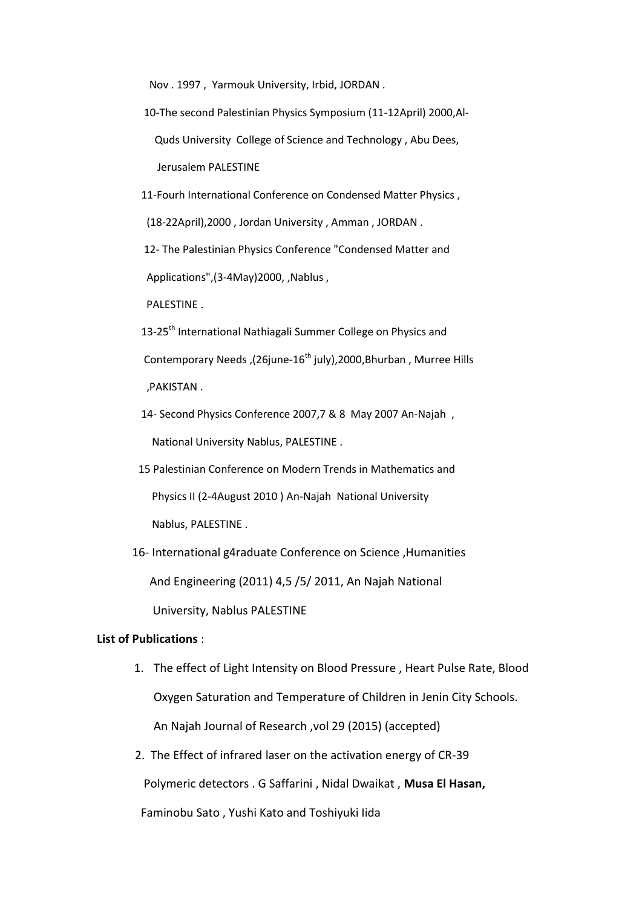Nov . 1997 , Yarmouk University, Irbid, JORDAN .

10-The second Palestinian Physics Symposium (11-12April) 2000,Al-Quds University College of Science and Technology , Abu Dees, Jerusalem PALESTINE

11-Fourh International Conference on Condensed Matter Physics , (18-22April),2000 , Jordan University , Amman , JORDAN .

12- The Palestinian Physics Conference "Condensed Matter and Applications",(3-4May)2000, ,Nablus , PALESTINE .

13-25th International Nathiagali Summer College on Physics and Contemporary Needs ,(26june-16th july),2000,Bhurban , Murree Hills ,PAKISTAN .

14- Second Physics Conference 2007,7 & 8 May 2007 An-Najah , National University Nablus, PALESTINE .

15 Palestinian Conference on Modern Trends in Mathematics and Physics II (2-4August 2010 ) An-Najah National University Nablus, PALESTINE .

16- International g4raduate Conference on Science ,Humanities And Engineering (2011) 4,5 /5/ 2011, An Najah National University, Nablus PALESTINE

**List of Publications** :

1. The effect of Light Intensity on Blood Pressure , Heart Pulse Rate, Blood Oxygen Saturation and Temperature of Children in Jenin City Schools. An Najah Journal of Research ,vol 29 (2015) (accepted)
2. The Effect of infrared laser on the activation energy of CR-39 Polymeric detectors . G Saffarini , Nidal Dwaikat , **Musa El Hasan,** Faminobu Sato , Yushi Kato and Toshiyuki Iida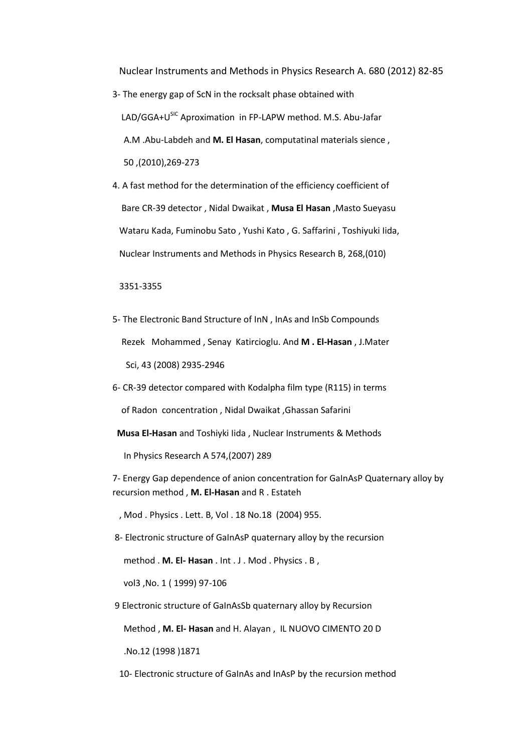Nuclear Instruments and Methods in Physics Research A. 680 (2012) 82-85

3- The energy gap of ScN in the rocksalt phase obtained with LAD/GGA+U[SIC] Aproximation in FP-LAPW method. M.S. Abu-Jafar A.M .Abu-Labdeh and **M. El Hasan**, computatinal materials sience , 50 ,(2010),269-273

4. A fast method for the determination of the efficiency coefficient of Bare CR-39 detector , Nidal Dwaikat , **Musa El Hasan** ,Masto Sueyasu Wataru Kada, Fuminobu Sato , Yushi Kato , G. Saffarini , Toshiyuki Iida, Nuclear Instruments and Methods in Physics Research B, 268,(010)

3351-3355

5- The Electronic Band Structure of InN , InAs and InSb Compounds Rezek Mohammed , Senay Katircioglu. And **M . El-Hasan** , J.Mater Sci, 43 (2008) 2935-2946

6- CR-39 detector compared with Kodalpha film type (R115) in terms of Radon concentration , Nidal Dwaikat ,Ghassan Safarini **Musa El-Hasan** and Toshiyki Iida , Nuclear Instruments & Methods In Physics Research A 574,(2007) 289

7- Energy Gap dependence of anion concentration for GaInAsP Quaternary alloy by recursion method , **M. El-Hasan** and R . Estateh

, Mod . Physics . Lett. B, Vol . 18 No.18 (2004) 955.

8- Electronic structure of GaInAsP quaternary alloy by the recursion method . **M. El- Hasan** . Int . J . Mod . Physics . B , vol3 ,No. 1 ( 1999) 97-106

9 Electronic structure of GaInAsSb quaternary alloy by Recursion Method , **M. El- Hasan** and H. Alayan , IL NUOVO CIMENTO 20 D .No.12 (1998 )1871

10- Electronic structure of GaInAs and InAsP by the recursion method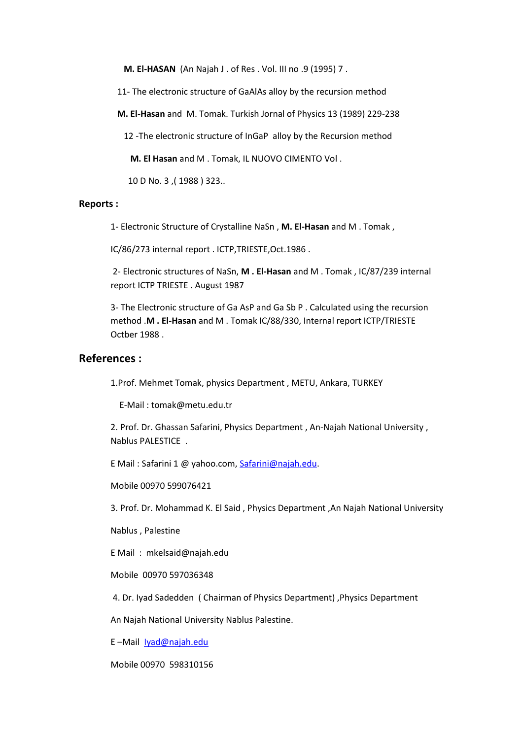**M. El-HASAN** (An Najah J . of Res . Vol. III no .9 (1995) 7 .

11- The electronic structure of GaAlAs alloy by the recursion method

**M. El-Hasan** and M. Tomak. Turkish Jornal of Physics 13 (1989) 229-238

12 -The electronic structure of InGaP alloy by the Recursion method

**M. El Hasan** and M . Tomak, IL NUOVO CIMENTO Vol .

10 D No. 3 ,( 1988 ) 323..

**Reports :**

1- Electronic Structure of Crystalline NaSn , **M. El-Hasan** and M . Tomak ,

IC/86/273 internal report . ICTP,TRIESTE,Oct.1986 .

2- Electronic structures of NaSn, **M . El-Hasan** and M . Tomak , IC/87/239 internal report ICTP TRIESTE . August 1987

3- The Electronic structure of Ga AsP and Ga Sb P . Calculated using the recursion method .**M . El-Hasan** and M . Tomak IC/88/330, Internal report ICTP/TRIESTE Octber 1988 .

## References :

1.Prof. Mehmet Tomak, physics Department , METU, Ankara, TURKEY

E-Mail : tomak@metu.edu.tr

2. Prof. Dr. Ghassan Safarini, Physics Department , An-Najah National University , Nablus PALESTICE .

E Mail : Safarini 1 @ yahoo.com, Safarini@najah.edu.

Mobile 00970 599076421

3. Prof. Dr. Mohammad K. El Said , Physics Department ,An Najah National University

Nablus , Palestine

E Mail : mkelsaid@najah.edu

Mobile 00970 597036348

4. Dr. Iyad Sadedden ( Chairman of Physics Department) ,Physics Department

An Najah National University Nablus Palestine.

E –Mail Iyad@najah.edu

Mobile 00970 598310156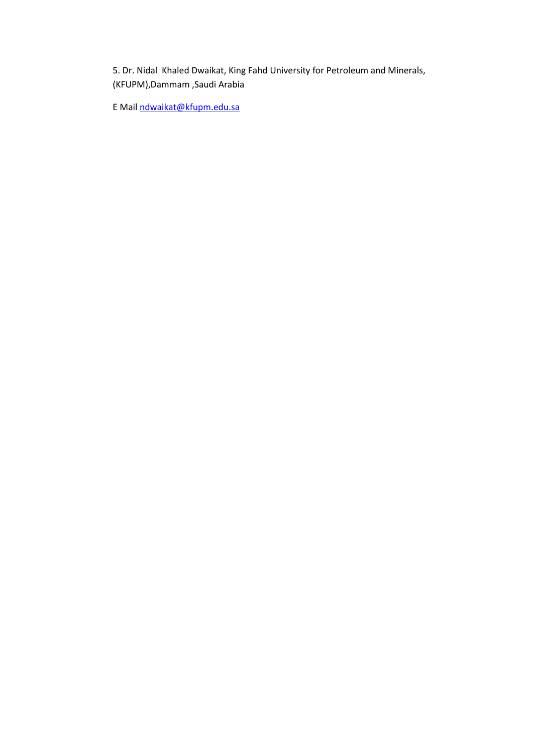5. Dr. Nidal  Khaled Dwaikat, King Fahd University for Petroleum and Minerals, (KFUPM),Dammam ,Saudi Arabia

E Mail ndwaikat@kfupm.edu.sa